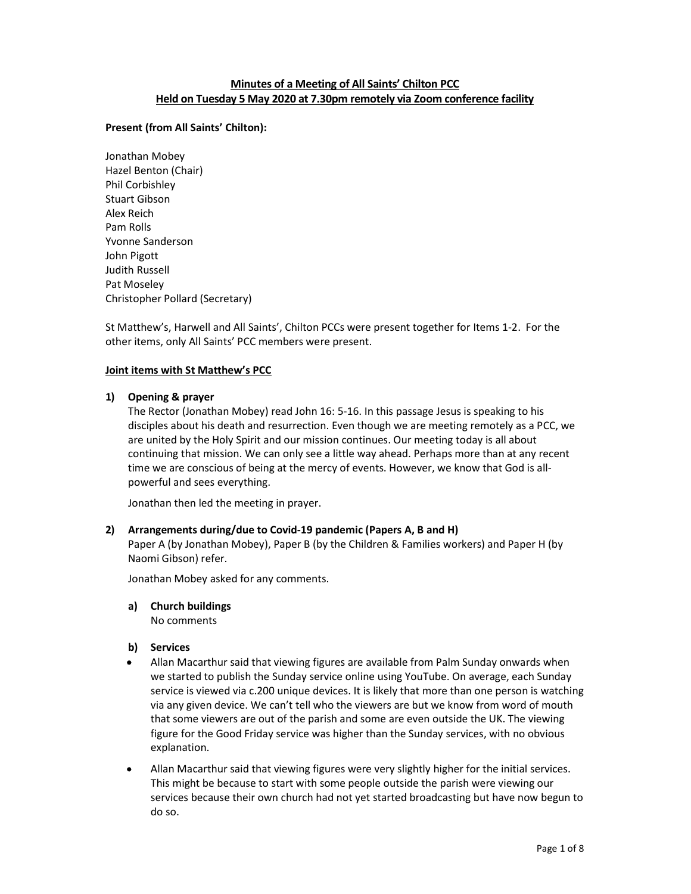**Minutes of a Meeting of All Saints' Chilton PCC**
**Held on Tuesday 5 May 2020 at 7.30pm remotely via Zoom conference facility**

**Present (from All Saints' Chilton):**

Jonathan Mobey
Hazel Benton (Chair)
Phil Corbishley
Stuart Gibson
Alex Reich
Pam Rolls
Yvonne Sanderson
John Pigott
Judith Russell
Pat Moseley
Christopher Pollard (Secretary)

St Matthew's, Harwell and All Saints', Chilton PCCs were present together for Items 1-2. For the other items, only All Saints' PCC members were present.

**Joint items with St Matthew's PCC**

**1) Opening & prayer**

The Rector (Jonathan Mobey) read John 16: 5-16. In this passage Jesus is speaking to his disciples about his death and resurrection. Even though we are meeting remotely as a PCC, we are united by the Holy Spirit and our mission continues. Our meeting today is all about continuing that mission. We can only see a little way ahead. Perhaps more than at any recent time we are conscious of being at the mercy of events. However, we know that God is all-powerful and sees everything.

Jonathan then led the meeting in prayer.

**2) Arrangements during/due to Covid-19 pandemic (Papers A, B and H)**

Paper A (by Jonathan Mobey), Paper B (by the Children & Families workers) and Paper H (by Naomi Gibson) refer.

Jonathan Mobey asked for any comments.

**a) Church buildings**

No comments

**b) Services**

- Allan Macarthur said that viewing figures are available from Palm Sunday onwards when we started to publish the Sunday service online using YouTube. On average, each Sunday service is viewed via c.200 unique devices. It is likely that more than one person is watching via any given device. We can't tell who the viewers are but we know from word of mouth that some viewers are out of the parish and some are even outside the UK. The viewing figure for the Good Friday service was higher than the Sunday services, with no obvious explanation.
- Allan Macarthur said that viewing figures were very slightly higher for the initial services. This might be because to start with some people outside the parish were viewing our services because their own church had not yet started broadcasting but have now begun to do so.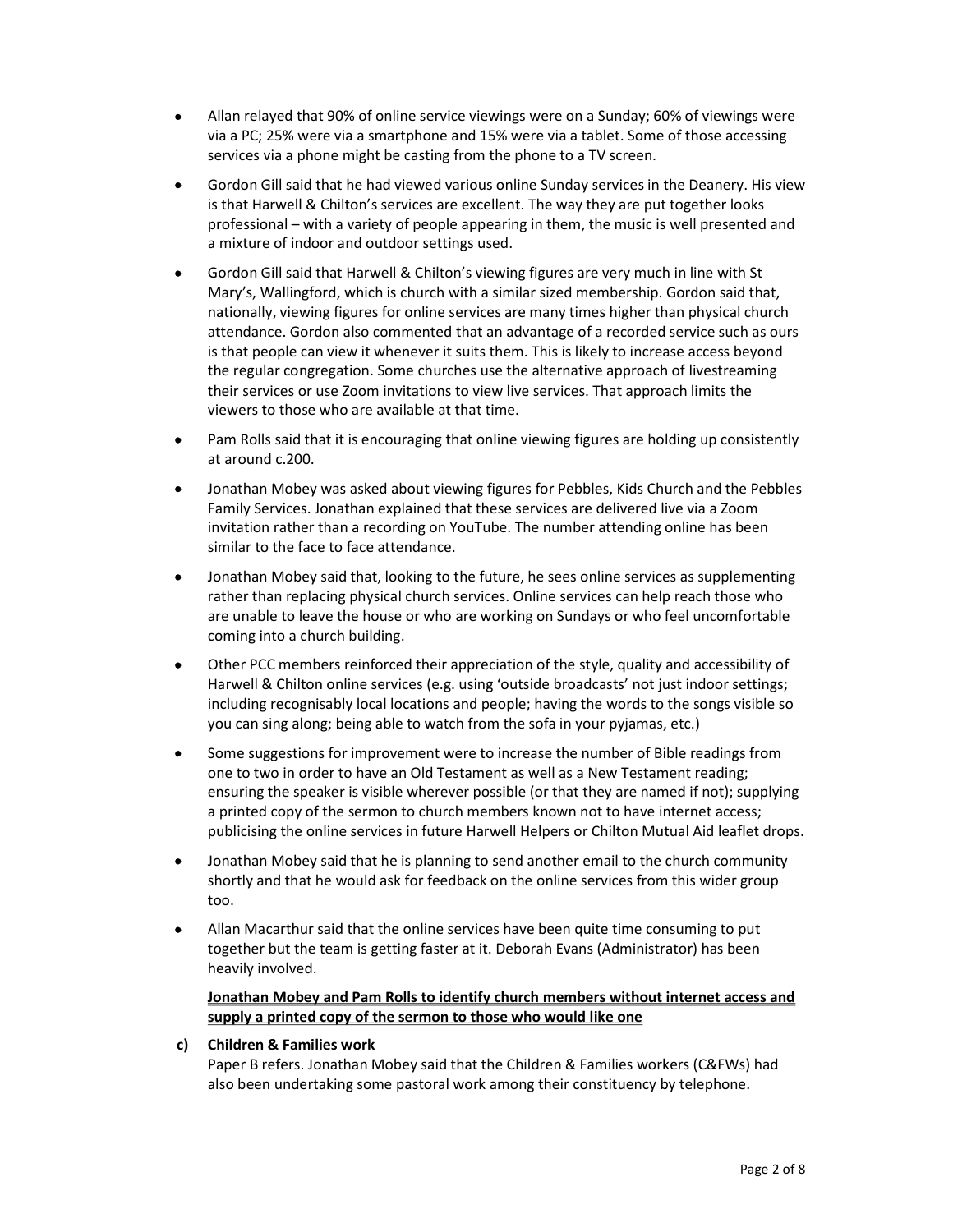- Allan relayed that 90% of online service viewings were on a Sunday; 60% of viewings were via a PC; 25% were via a smartphone and 15% were via a tablet. Some of those accessing services via a phone might be casting from the phone to a TV screen.
- Gordon Gill said that he had viewed various online Sunday services in the Deanery. His view is that Harwell & Chilton's services are excellent. The way they are put together looks professional – with a variety of people appearing in them, the music is well presented and a mixture of indoor and outdoor settings used.
- Gordon Gill said that Harwell & Chilton's viewing figures are very much in line with St Mary's, Wallingford, which is church with a similar sized membership. Gordon said that, nationally, viewing figures for online services are many times higher than physical church attendance. Gordon also commented that an advantage of a recorded service such as ours is that people can view it whenever it suits them. This is likely to increase access beyond the regular congregation. Some churches use the alternative approach of livestreaming their services or use Zoom invitations to view live services. That approach limits the viewers to those who are available at that time.
- Pam Rolls said that it is encouraging that online viewing figures are holding up consistently at around c.200.
- Jonathan Mobey was asked about viewing figures for Pebbles, Kids Church and the Pebbles Family Services. Jonathan explained that these services are delivered live via a Zoom invitation rather than a recording on YouTube. The number attending online has been similar to the face to face attendance.
- Jonathan Mobey said that, looking to the future, he sees online services as supplementing rather than replacing physical church services. Online services can help reach those who are unable to leave the house or who are working on Sundays or who feel uncomfortable coming into a church building.
- Other PCC members reinforced their appreciation of the style, quality and accessibility of Harwell & Chilton online services (e.g. using 'outside broadcasts' not just indoor settings; including recognisably local locations and people; having the words to the songs visible so you can sing along; being able to watch from the sofa in your pyjamas, etc.)
- Some suggestions for improvement were to increase the number of Bible readings from one to two in order to have an Old Testament as well as a New Testament reading; ensuring the speaker is visible wherever possible (or that they are named if not); supplying a printed copy of the sermon to church members known not to have internet access; publicising the online services in future Harwell Helpers or Chilton Mutual Aid leaflet drops.
- Jonathan Mobey said that he is planning to send another email to the church community shortly and that he would ask for feedback on the online services from this wider group too.
- Allan Macarthur said that the online services have been quite time consuming to put together but the team is getting faster at it. Deborah Evans (Administrator) has been heavily involved.

  **Jonathan Mobey and Pam Rolls to identify church members without internet access and supply a printed copy of the sermon to those who would like one**

**c) Children & Families work**

Paper B refers. Jonathan Mobey said that the Children & Families workers (C&FWs) had also been undertaking some pastoral work among their constituency by telephone.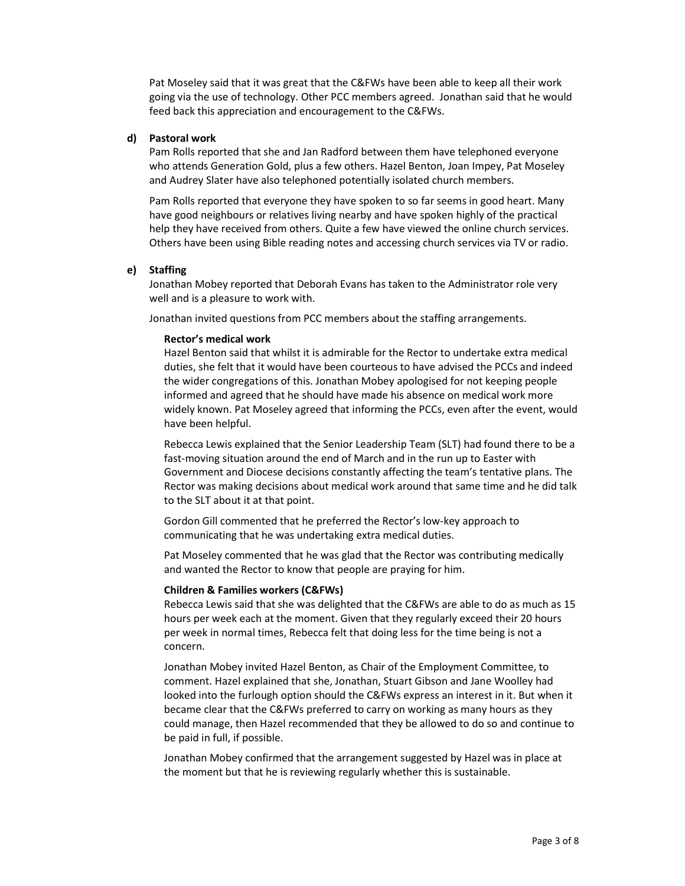Pat Moseley said that it was great that the C&FWs have been able to keep all their work going via the use of technology. Other PCC members agreed. Jonathan said that he would feed back this appreciation and encouragement to the C&FWs.

**d) Pastoral work**

Pam Rolls reported that she and Jan Radford between them have telephoned everyone who attends Generation Gold, plus a few others. Hazel Benton, Joan Impey, Pat Moseley and Audrey Slater have also telephoned potentially isolated church members.

Pam Rolls reported that everyone they have spoken to so far seems in good heart. Many have good neighbours or relatives living nearby and have spoken highly of the practical help they have received from others. Quite a few have viewed the online church services. Others have been using Bible reading notes and accessing church services via TV or radio.

**e) Staffing**

Jonathan Mobey reported that Deborah Evans has taken to the Administrator role very well and is a pleasure to work with.

Jonathan invited questions from PCC members about the staffing arrangements.

**Rector's medical work**

Hazel Benton said that whilst it is admirable for the Rector to undertake extra medical duties, she felt that it would have been courteous to have advised the PCCs and indeed the wider congregations of this. Jonathan Mobey apologised for not keeping people informed and agreed that he should have made his absence on medical work more widely known. Pat Moseley agreed that informing the PCCs, even after the event, would have been helpful.

Rebecca Lewis explained that the Senior Leadership Team (SLT) had found there to be a fast-moving situation around the end of March and in the run up to Easter with Government and Diocese decisions constantly affecting the team's tentative plans. The Rector was making decisions about medical work around that same time and he did talk to the SLT about it at that point.

Gordon Gill commented that he preferred the Rector's low-key approach to communicating that he was undertaking extra medical duties.

Pat Moseley commented that he was glad that the Rector was contributing medically and wanted the Rector to know that people are praying for him.

**Children & Families workers (C&FWs)**

Rebecca Lewis said that she was delighted that the C&FWs are able to do as much as 15 hours per week each at the moment. Given that they regularly exceed their 20 hours per week in normal times, Rebecca felt that doing less for the time being is not a concern.

Jonathan Mobey invited Hazel Benton, as Chair of the Employment Committee, to comment. Hazel explained that she, Jonathan, Stuart Gibson and Jane Woolley had looked into the furlough option should the C&FWs express an interest in it. But when it became clear that the C&FWs preferred to carry on working as many hours as they could manage, then Hazel recommended that they be allowed to do so and continue to be paid in full, if possible.

Jonathan Mobey confirmed that the arrangement suggested by Hazel was in place at the moment but that he is reviewing regularly whether this is sustainable.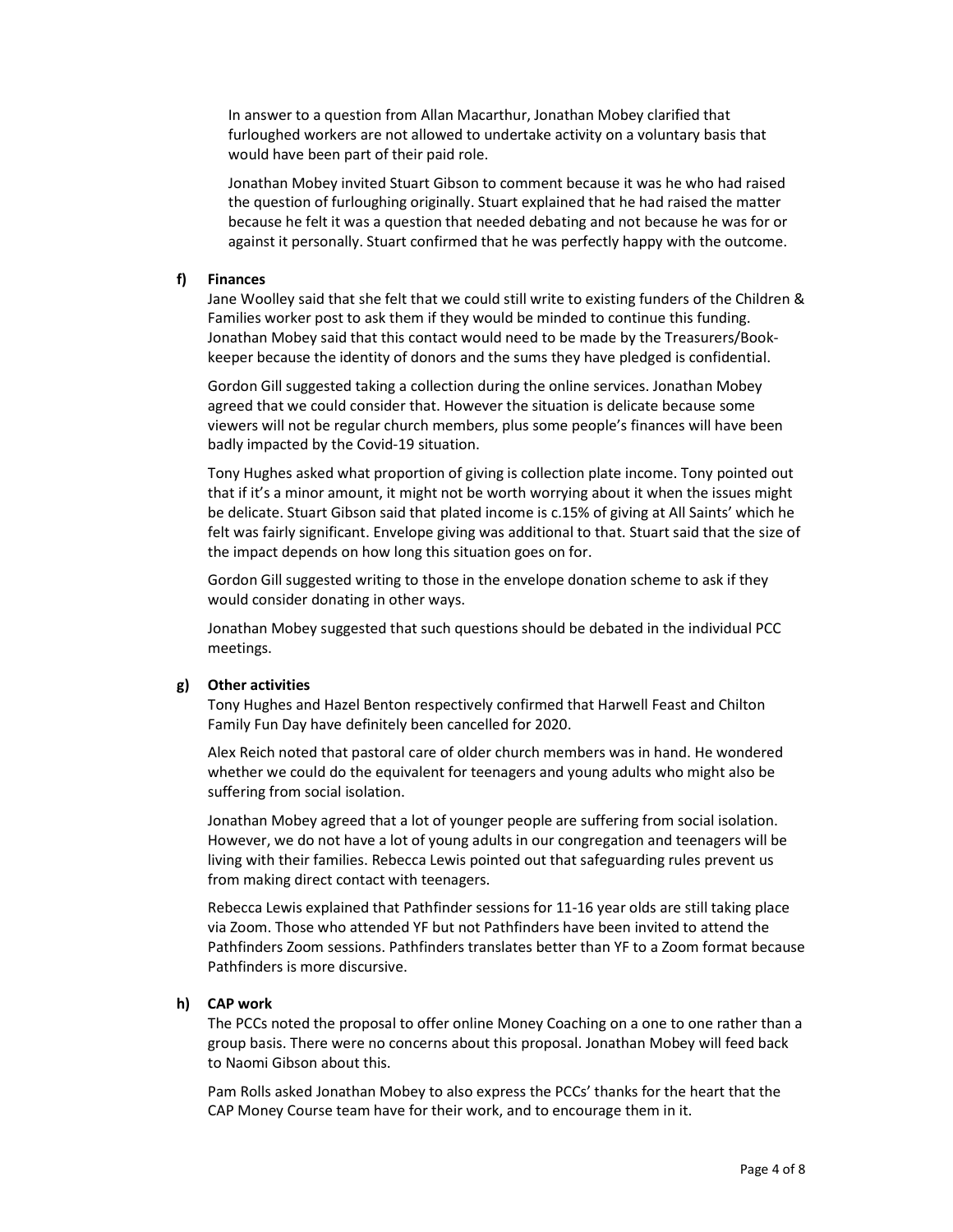In answer to a question from Allan Macarthur, Jonathan Mobey clarified that furloughed workers are not allowed to undertake activity on a voluntary basis that would have been part of their paid role.

Jonathan Mobey invited Stuart Gibson to comment because it was he who had raised the question of furloughing originally. Stuart explained that he had raised the matter because he felt it was a question that needed debating and not because he was for or against it personally. Stuart confirmed that he was perfectly happy with the outcome.

**f) Finances**

Jane Woolley said that she felt that we could still write to existing funders of the Children & Families worker post to ask them if they would be minded to continue this funding. Jonathan Mobey said that this contact would need to be made by the Treasurers/Book-keeper because the identity of donors and the sums they have pledged is confidential.

Gordon Gill suggested taking a collection during the online services. Jonathan Mobey agreed that we could consider that. However the situation is delicate because some viewers will not be regular church members, plus some people's finances will have been badly impacted by the Covid-19 situation.

Tony Hughes asked what proportion of giving is collection plate income. Tony pointed out that if it's a minor amount, it might not be worth worrying about it when the issues might be delicate. Stuart Gibson said that plated income is c.15% of giving at All Saints' which he felt was fairly significant. Envelope giving was additional to that. Stuart said that the size of the impact depends on how long this situation goes on for.

Gordon Gill suggested writing to those in the envelope donation scheme to ask if they would consider donating in other ways.

Jonathan Mobey suggested that such questions should be debated in the individual PCC meetings.

**g) Other activities**

Tony Hughes and Hazel Benton respectively confirmed that Harwell Feast and Chilton Family Fun Day have definitely been cancelled for 2020.

Alex Reich noted that pastoral care of older church members was in hand. He wondered whether we could do the equivalent for teenagers and young adults who might also be suffering from social isolation.

Jonathan Mobey agreed that a lot of younger people are suffering from social isolation. However, we do not have a lot of young adults in our congregation and teenagers will be living with their families. Rebecca Lewis pointed out that safeguarding rules prevent us from making direct contact with teenagers.

Rebecca Lewis explained that Pathfinder sessions for 11-16 year olds are still taking place via Zoom. Those who attended YF but not Pathfinders have been invited to attend the Pathfinders Zoom sessions. Pathfinders translates better than YF to a Zoom format because Pathfinders is more discursive.

**h) CAP work**

The PCCs noted the proposal to offer online Money Coaching on a one to one rather than a group basis. There were no concerns about this proposal. Jonathan Mobey will feed back to Naomi Gibson about this.

Pam Rolls asked Jonathan Mobey to also express the PCCs' thanks for the heart that the CAP Money Course team have for their work, and to encourage them in it.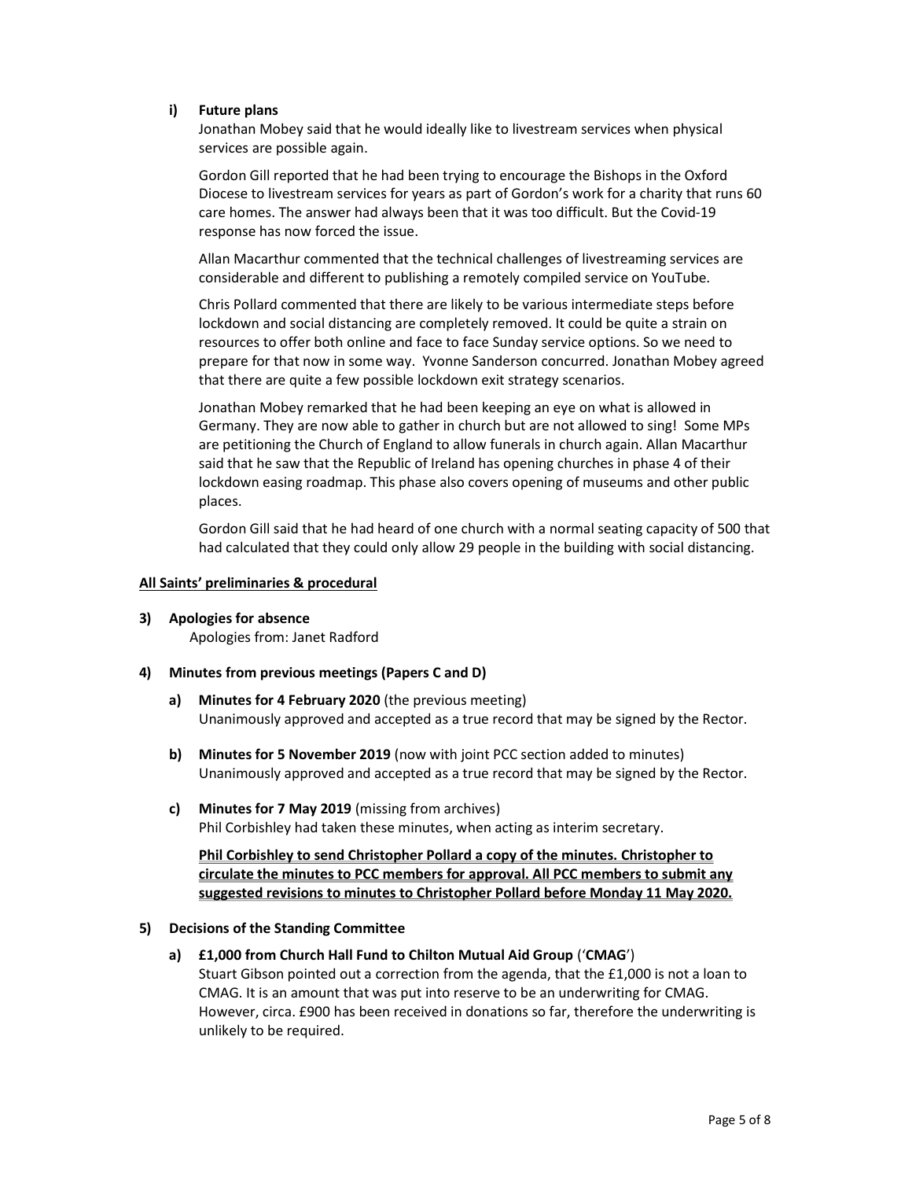**i) Future plans**

Jonathan Mobey said that he would ideally like to livestream services when physical services are possible again.

Gordon Gill reported that he had been trying to encourage the Bishops in the Oxford Diocese to livestream services for years as part of Gordon's work for a charity that runs 60 care homes. The answer had always been that it was too difficult. But the Covid-19 response has now forced the issue.

Allan Macarthur commented that the technical challenges of livestreaming services are considerable and different to publishing a remotely compiled service on YouTube.

Chris Pollard commented that there are likely to be various intermediate steps before lockdown and social distancing are completely removed. It could be quite a strain on resources to offer both online and face to face Sunday service options. So we need to prepare for that now in some way. Yvonne Sanderson concurred. Jonathan Mobey agreed that there are quite a few possible lockdown exit strategy scenarios.

Jonathan Mobey remarked that he had been keeping an eye on what is allowed in Germany. They are now able to gather in church but are not allowed to sing! Some MPs are petitioning the Church of England to allow funerals in church again. Allan Macarthur said that he saw that the Republic of Ireland has opening churches in phase 4 of their lockdown easing roadmap. This phase also covers opening of museums and other public places.

Gordon Gill said that he had heard of one church with a normal seating capacity of 500 that had calculated that they could only allow 29 people in the building with social distancing.

**<u>All Saints' preliminaries & procedural</u>**

**3) Apologies for absence**

Apologies from: Janet Radford

**4) Minutes from previous meetings (Papers C and D)**

**a) Minutes for 4 February 2020** (the previous meeting)
Unanimously approved and accepted as a true record that may be signed by the Rector.

**b) Minutes for 5 November 2019** (now with joint PCC section added to minutes)
Unanimously approved and accepted as a true record that may be signed by the Rector.

**c) Minutes for 7 May 2019** (missing from archives)
Phil Corbishley had taken these minutes, when acting as interim secretary.

**<u>Phil Corbishley to send Christopher Pollard a copy of the minutes. Christopher to circulate the minutes to PCC members for approval. All PCC members to submit any suggested revisions to minutes to Christopher Pollard before Monday 11 May 2020.</u>**

**5) Decisions of the Standing Committee**

**a) £1,000 from Church Hall Fund to Chilton Mutual Aid Group** ('**CMAG**')
Stuart Gibson pointed out a correction from the agenda, that the £1,000 is not a loan to CMAG. It is an amount that was put into reserve to be an underwriting for CMAG. However, circa. £900 has been received in donations so far, therefore the underwriting is unlikely to be required.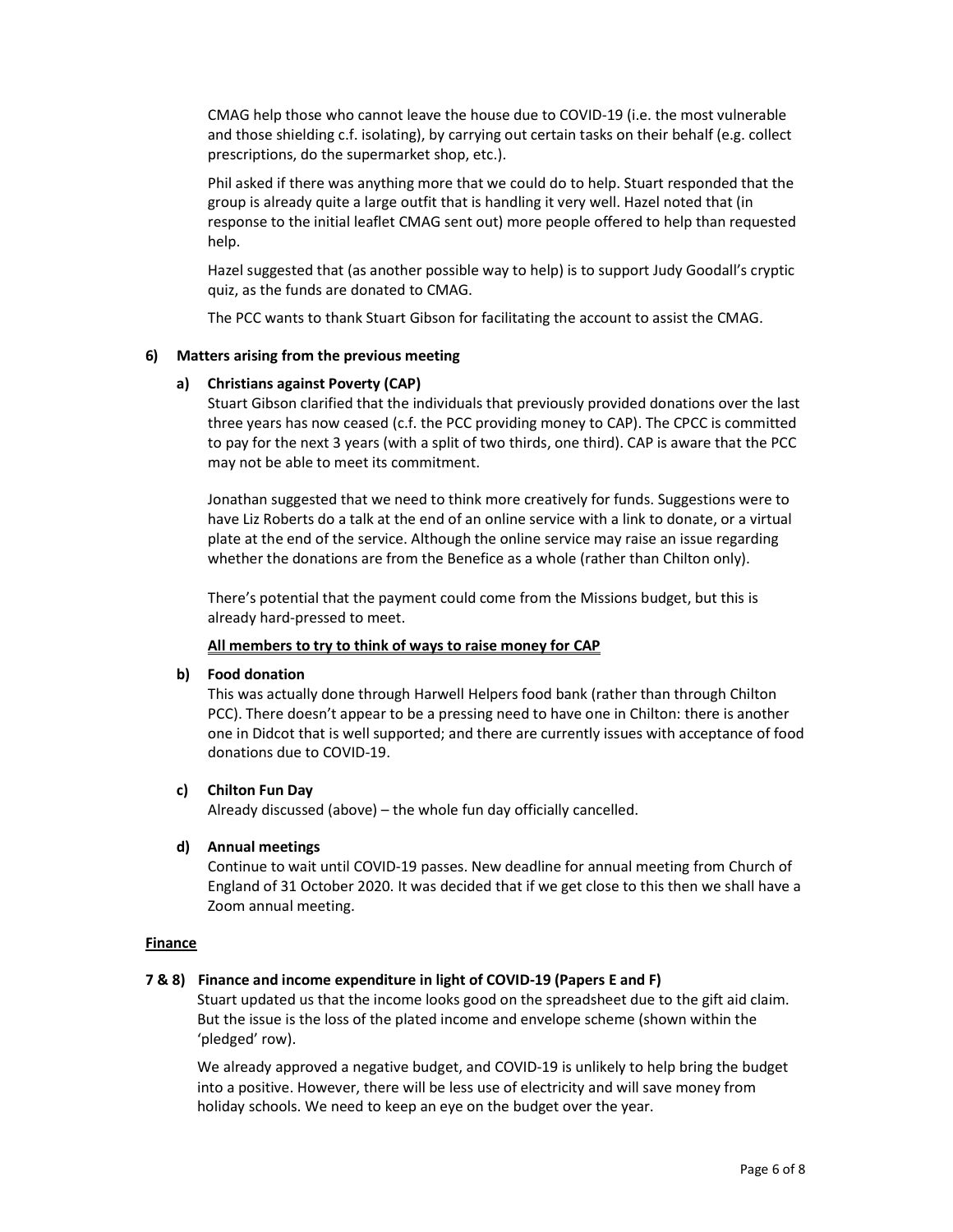CMAG help those who cannot leave the house due to COVID-19 (i.e. the most vulnerable and those shielding c.f. isolating), by carrying out certain tasks on their behalf (e.g. collect prescriptions, do the supermarket shop, etc.).

Phil asked if there was anything more that we could do to help. Stuart responded that the group is already quite a large outfit that is handling it very well. Hazel noted that (in response to the initial leaflet CMAG sent out) more people offered to help than requested help.

Hazel suggested that (as another possible way to help) is to support Judy Goodall's cryptic quiz, as the funds are donated to CMAG.

The PCC wants to thank Stuart Gibson for facilitating the account to assist the CMAG.

**6) Matters arising from the previous meeting**

**a) Christians against Poverty (CAP)**

Stuart Gibson clarified that the individuals that previously provided donations over the last three years has now ceased (c.f. the PCC providing money to CAP). The CPCC is committed to pay for the next 3 years (with a split of two thirds, one third). CAP is aware that the PCC may not be able to meet its commitment.

Jonathan suggested that we need to think more creatively for funds. Suggestions were to have Liz Roberts do a talk at the end of an online service with a link to donate, or a virtual plate at the end of the service. Although the online service may raise an issue regarding whether the donations are from the Benefice as a whole (rather than Chilton only).

There's potential that the payment could come from the Missions budget, but this is already hard-pressed to meet.

**All members to try to think of ways to raise money for CAP**

**b) Food donation**

This was actually done through Harwell Helpers food bank (rather than through Chilton PCC). There doesn't appear to be a pressing need to have one in Chilton: there is another one in Didcot that is well supported; and there are currently issues with acceptance of food donations due to COVID-19.

**c) Chilton Fun Day**

Already discussed (above) – the whole fun day officially cancelled.

**d) Annual meetings**

Continue to wait until COVID-19 passes. New deadline for annual meeting from Church of England of 31 October 2020. It was decided that if we get close to this then we shall have a Zoom annual meeting.

**Finance**

**7 & 8) Finance and income expenditure in light of COVID-19 (Papers E and F)**

Stuart updated us that the income looks good on the spreadsheet due to the gift aid claim. But the issue is the loss of the plated income and envelope scheme (shown within the 'pledged' row).

We already approved a negative budget, and COVID-19 is unlikely to help bring the budget into a positive. However, there will be less use of electricity and will save money from holiday schools. We need to keep an eye on the budget over the year.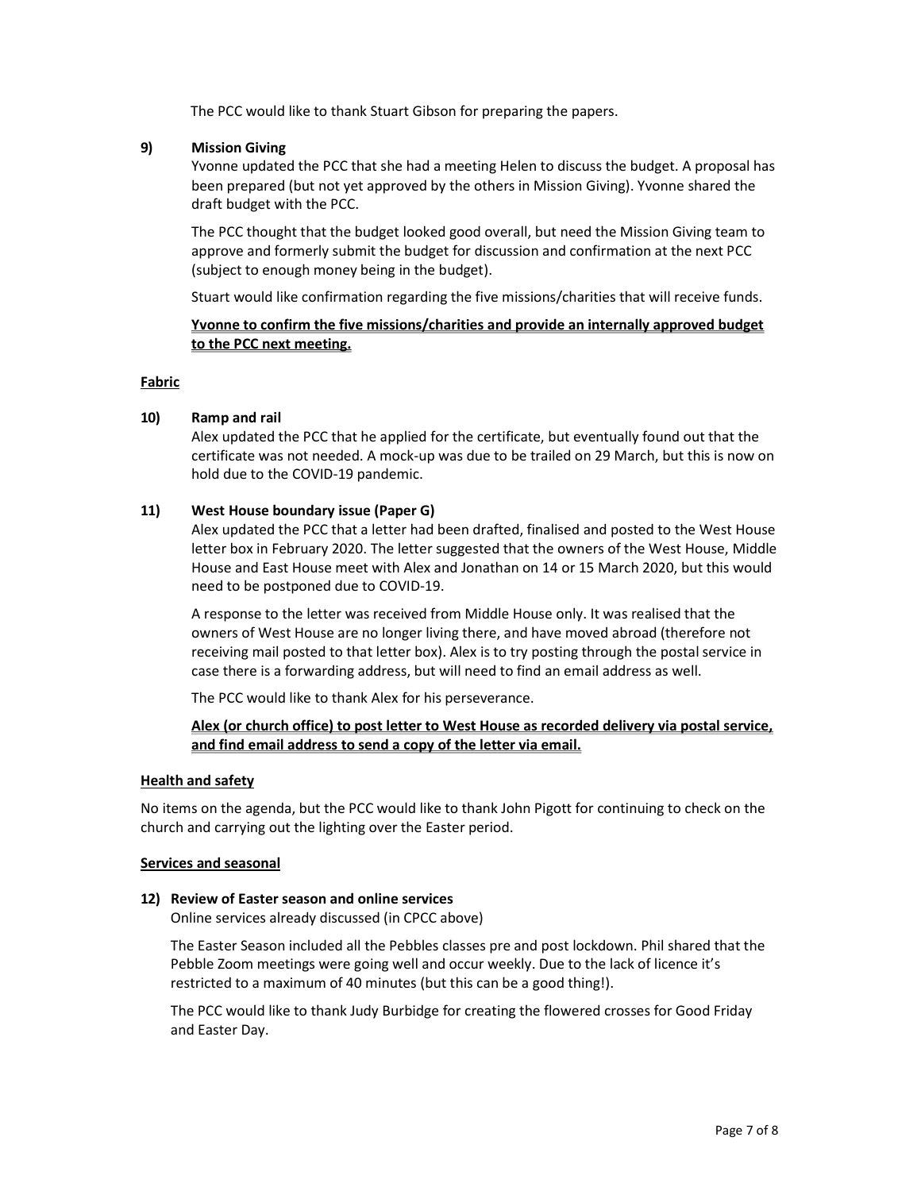The PCC would like to thank Stuart Gibson for preparing the papers.

**9) Mission Giving**

Yvonne updated the PCC that she had a meeting Helen to discuss the budget. A proposal has been prepared (but not yet approved by the others in Mission Giving). Yvonne shared the draft budget with the PCC.

The PCC thought that the budget looked good overall, but need the Mission Giving team to approve and formerly submit the budget for discussion and confirmation at the next PCC (subject to enough money being in the budget).

Stuart would like confirmation regarding the five missions/charities that will receive funds.

**Yvonne to confirm the five missions/charities and provide an internally approved budget to the PCC next meeting.**

**Fabric**

**10) Ramp and rail**

Alex updated the PCC that he applied for the certificate, but eventually found out that the certificate was not needed. A mock-up was due to be trailed on 29 March, but this is now on hold due to the COVID-19 pandemic.

**11) West House boundary issue (Paper G)**

Alex updated the PCC that a letter had been drafted, finalised and posted to the West House letter box in February 2020. The letter suggested that the owners of the West House, Middle House and East House meet with Alex and Jonathan on 14 or 15 March 2020, but this would need to be postponed due to COVID-19.

A response to the letter was received from Middle House only. It was realised that the owners of West House are no longer living there, and have moved abroad (therefore not receiving mail posted to that letter box). Alex is to try posting through the postal service in case there is a forwarding address, but will need to find an email address as well.

The PCC would like to thank Alex for his perseverance.

**Alex (or church office) to post letter to West House as recorded delivery via postal service, and find email address to send a copy of the letter via email.**

**Health and safety**

No items on the agenda, but the PCC would like to thank John Pigott for continuing to check on the church and carrying out the lighting over the Easter period.

**Services and seasonal**

**12) Review of Easter season and online services**

Online services already discussed (in CPCC above)

The Easter Season included all the Pebbles classes pre and post lockdown. Phil shared that the Pebble Zoom meetings were going well and occur weekly. Due to the lack of licence it's restricted to a maximum of 40 minutes (but this can be a good thing!).

The PCC would like to thank Judy Burbidge for creating the flowered crosses for Good Friday and Easter Day.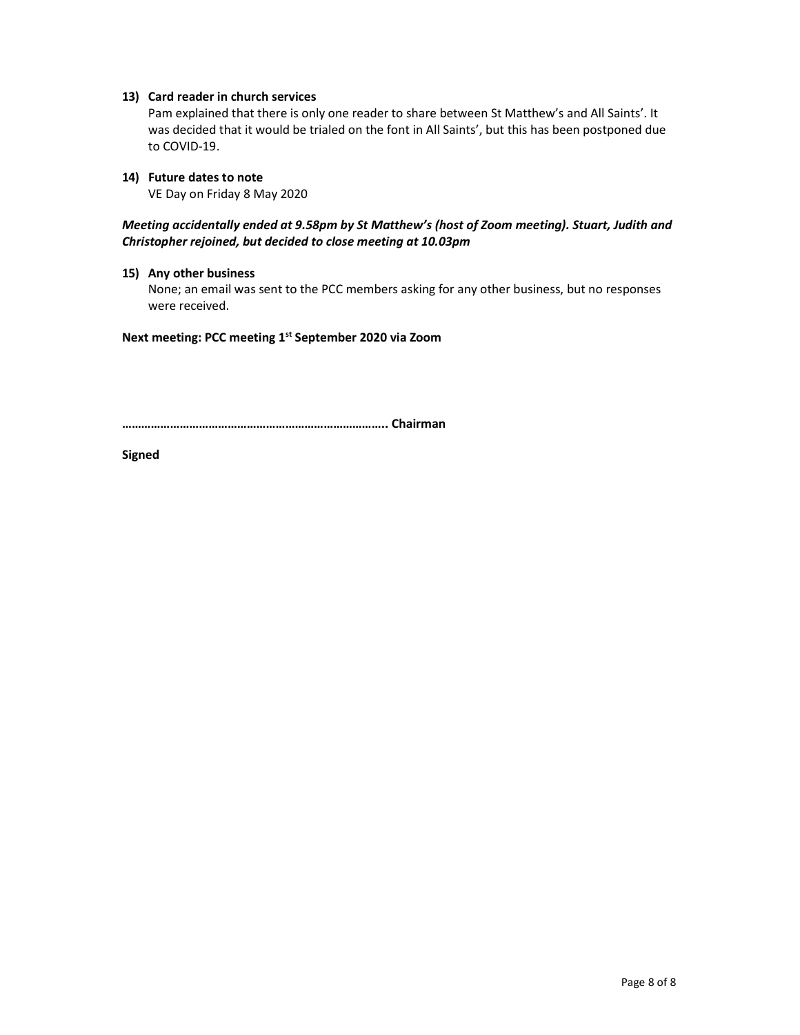**13) Card reader in church services**

Pam explained that there is only one reader to share between St Matthew's and All Saints'. It was decided that it would be trialed on the font in All Saints', but this has been postponed due to COVID-19.

**14) Future dates to note**

VE Day on Friday 8 May 2020

***Meeting accidentally ended at 9.58pm by St Matthew's (host of Zoom meeting). Stuart, Judith and Christopher rejoined, but decided to close meeting at 10.03pm***

**15) Any other business**

None; an email was sent to the PCC members asking for any other business, but no responses were received.

**Next meeting: PCC meeting 1st September 2020 via Zoom**

**……………………………………………………………………….. Chairman**

**Signed**